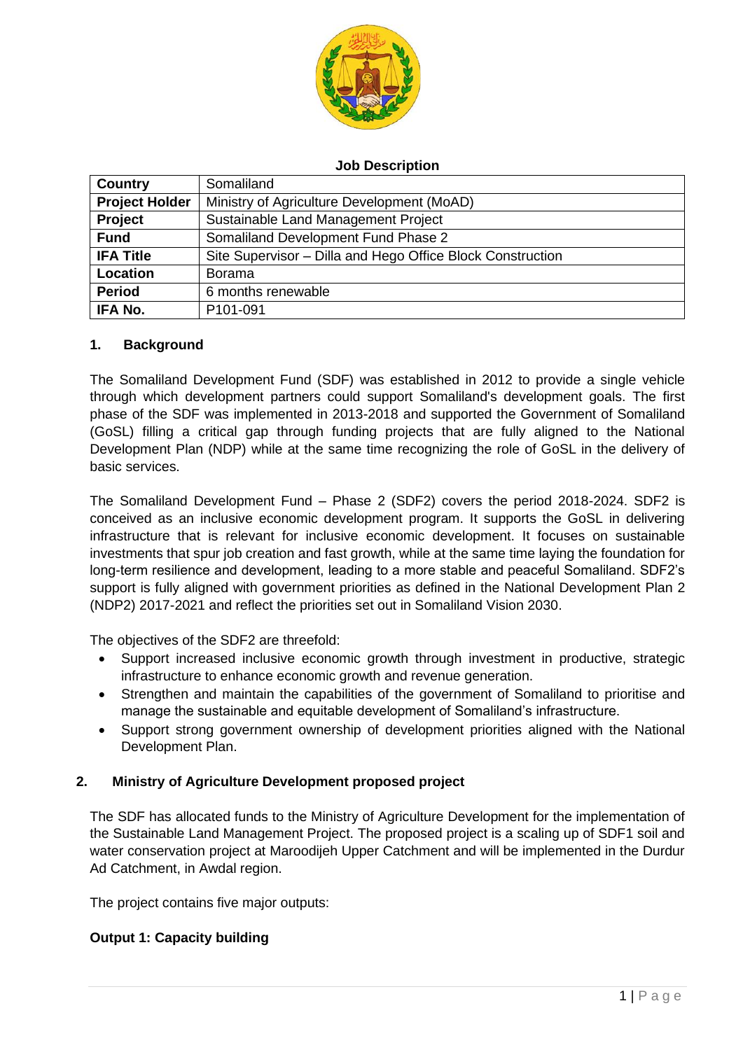**Job Description**

| Country | Somaliland |
|---|---|
| Project Holder | Ministry of Agriculture Development (MoAD) |
| Project | Sustainable Land Management Project |
| Fund | Somaliland Development Fund Phase 2 |
| IFA Title | Site Supervisor – Dilla and Hego Office Block Construction |
| Location | Borama |
| Period | 6 months renewable |
| IFA No. | P101-091 |

## 1. Background

The Somaliland Development Fund (SDF) was established in 2012 to provide a single vehicle through which development partners could support Somaliland's development goals. The first phase of the SDF was implemented in 2013-2018 and supported the Government of Somaliland (GoSL) filling a critical gap through funding projects that are fully aligned to the National Development Plan (NDP) while at the same time recognizing the role of GoSL in the delivery of basic services.

The Somaliland Development Fund – Phase 2 (SDF2) covers the period 2018-2024. SDF2 is conceived as an inclusive economic development program. It supports the GoSL in delivering infrastructure that is relevant for inclusive economic development. It focuses on sustainable investments that spur job creation and fast growth, while at the same time laying the foundation for long-term resilience and development, leading to a more stable and peaceful Somaliland. SDF2's support is fully aligned with government priorities as defined in the National Development Plan 2 (NDP2) 2017-2021 and reflect the priorities set out in Somaliland Vision 2030.

The objectives of the SDF2 are threefold:

- Support increased inclusive economic growth through investment in productive, strategic infrastructure to enhance economic growth and revenue generation.
- Strengthen and maintain the capabilities of the government of Somaliland to prioritise and manage the sustainable and equitable development of Somaliland's infrastructure.
- Support strong government ownership of development priorities aligned with the National Development Plan.

## 2. Ministry of Agriculture Development proposed project

The SDF has allocated funds to the Ministry of Agriculture Development for the implementation of the Sustainable Land Management Project. The proposed project is a scaling up of SDF1 soil and water conservation project at Maroodijeh Upper Catchment and will be implemented in the Durdur Ad Catchment, in Awdal region.

The project contains five major outputs:

**Output 1: Capacity building**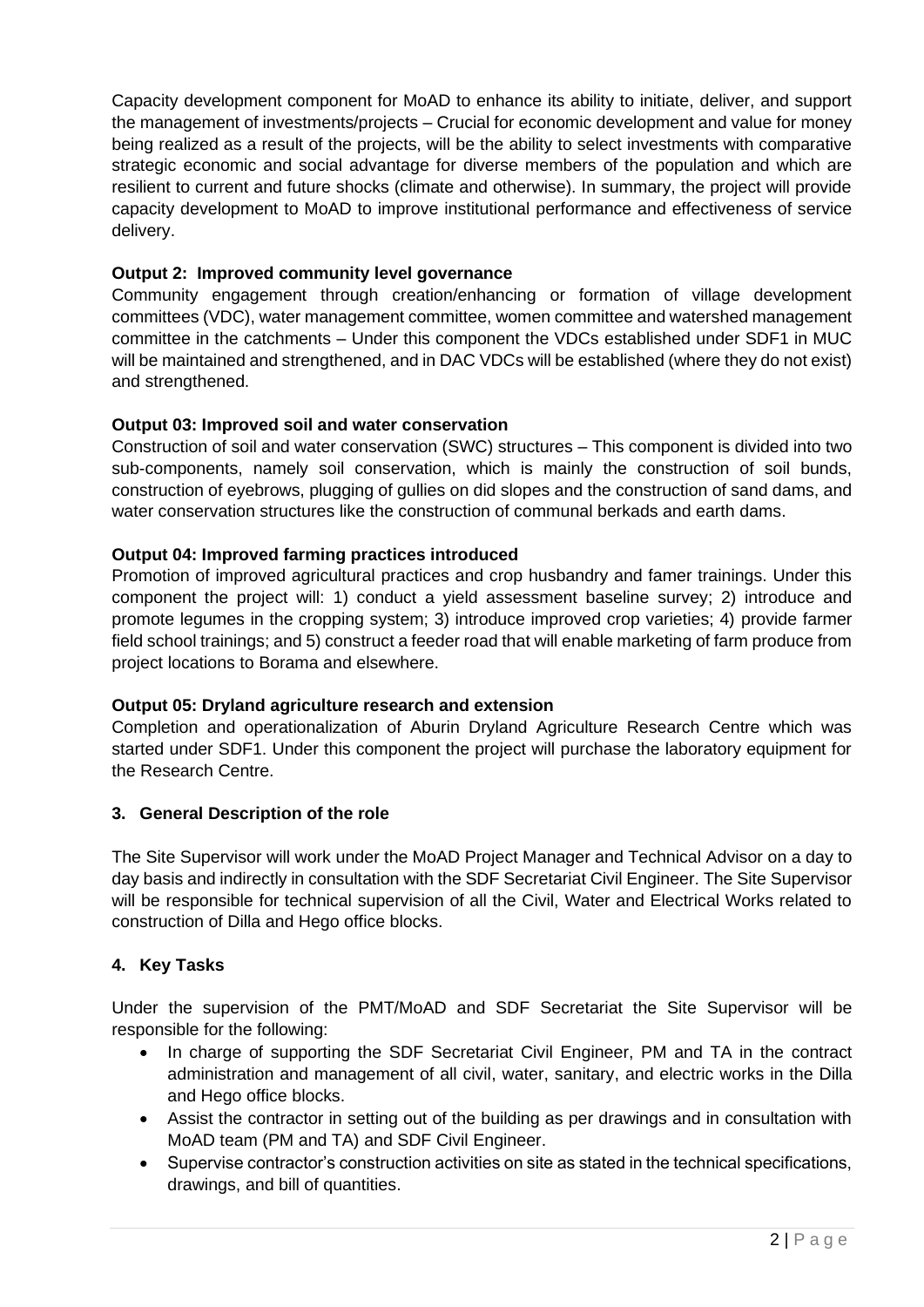Capacity development component for MoAD to enhance its ability to initiate, deliver, and support the management of investments/projects – Crucial for economic development and value for money being realized as a result of the projects, will be the ability to select investments with comparative strategic economic and social advantage for diverse members of the population and which are resilient to current and future shocks (climate and otherwise). In summary, the project will provide capacity development to MoAD to improve institutional performance and effectiveness of service delivery.

**Output 2: Improved community level governance**

Community engagement through creation/enhancing or formation of village development committees (VDC), water management committee, women committee and watershed management committee in the catchments – Under this component the VDCs established under SDF1 in MUC will be maintained and strengthened, and in DAC VDCs will be established (where they do not exist) and strengthened.

**Output 03: Improved soil and water conservation**

Construction of soil and water conservation (SWC) structures – This component is divided into two sub-components, namely soil conservation, which is mainly the construction of soil bunds, construction of eyebrows, plugging of gullies on did slopes and the construction of sand dams, and water conservation structures like the construction of communal berkads and earth dams.

**Output 04: Improved farming practices introduced**

Promotion of improved agricultural practices and crop husbandry and famer trainings. Under this component the project will: 1) conduct a yield assessment baseline survey; 2) introduce and promote legumes in the cropping system; 3) introduce improved crop varieties; 4) provide farmer field school trainings; and 5) construct a feeder road that will enable marketing of farm produce from project locations to Borama and elsewhere.

**Output 05: Dryland agriculture research and extension**

Completion and operationalization of Aburin Dryland Agriculture Research Centre which was started under SDF1. Under this component the project will purchase the laboratory equipment for the Research Centre.

## 3. General Description of the role

The Site Supervisor will work under the MoAD Project Manager and Technical Advisor on a day to day basis and indirectly in consultation with the SDF Secretariat Civil Engineer. The Site Supervisor will be responsible for technical supervision of all the Civil, Water and Electrical Works related to construction of Dilla and Hego office blocks.

## 4. Key Tasks

Under the supervision of the PMT/MoAD and SDF Secretariat the Site Supervisor will be responsible for the following:

- In charge of supporting the SDF Secretariat Civil Engineer, PM and TA in the contract administration and management of all civil, water, sanitary, and electric works in the Dilla and Hego office blocks.
- Assist the contractor in setting out of the building as per drawings and in consultation with MoAD team (PM and TA) and SDF Civil Engineer.
- Supervise contractor's construction activities on site as stated in the technical specifications, drawings, and bill of quantities.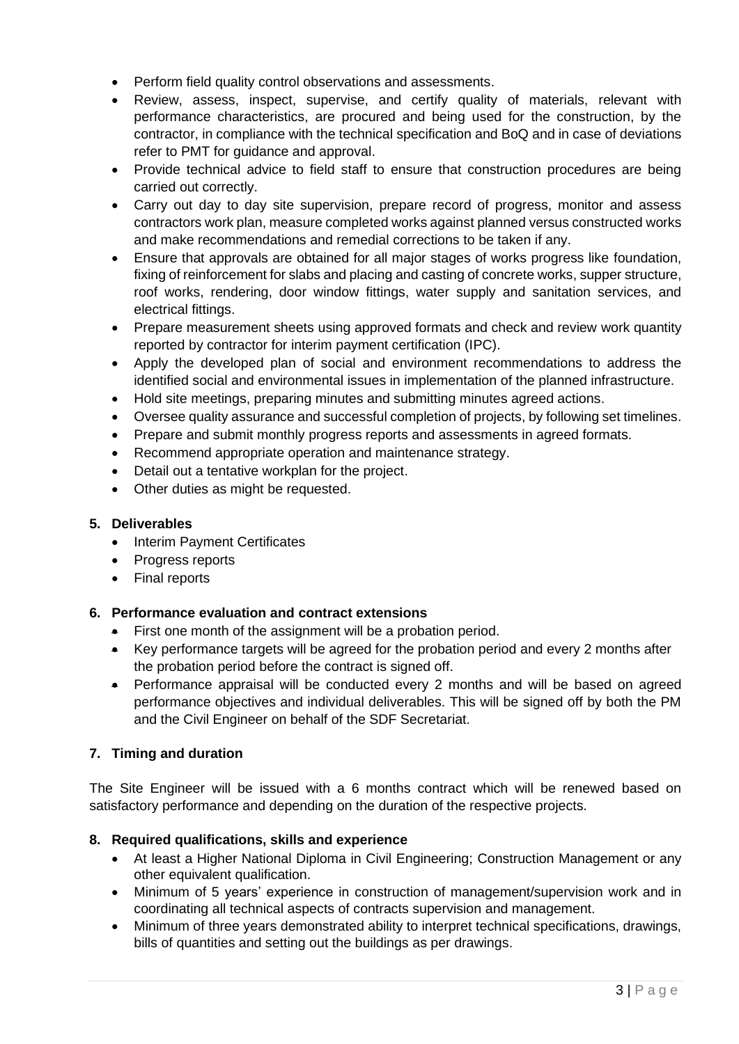- Perform field quality control observations and assessments.
- Review, assess, inspect, supervise, and certify quality of materials, relevant with performance characteristics, are procured and being used for the construction, by the contractor, in compliance with the technical specification and BoQ and in case of deviations refer to PMT for guidance and approval.
- Provide technical advice to field staff to ensure that construction procedures are being carried out correctly.
- Carry out day to day site supervision, prepare record of progress, monitor and assess contractors work plan, measure completed works against planned versus constructed works and make recommendations and remedial corrections to be taken if any.
- Ensure that approvals are obtained for all major stages of works progress like foundation, fixing of reinforcement for slabs and placing and casting of concrete works, supper structure, roof works, rendering, door window fittings, water supply and sanitation services, and electrical fittings.
- Prepare measurement sheets using approved formats and check and review work quantity reported by contractor for interim payment certification (IPC).
- Apply the developed plan of social and environment recommendations to address the identified social and environmental issues in implementation of the planned infrastructure.
- Hold site meetings, preparing minutes and submitting minutes agreed actions.
- Oversee quality assurance and successful completion of projects, by following set timelines.
- Prepare and submit monthly progress reports and assessments in agreed formats.
- Recommend appropriate operation and maintenance strategy.
- Detail out a tentative workplan for the project.
- Other duties as might be requested.

## 5. Deliverables

- Interim Payment Certificates
- Progress reports
- Final reports

## 6. Performance evaluation and contract extensions

- First one month of the assignment will be a probation period.
- Key performance targets will be agreed for the probation period and every 2 months after the probation period before the contract is signed off.
- Performance appraisal will be conducted every 2 months and will be based on agreed performance objectives and individual deliverables. This will be signed off by both the PM and the Civil Engineer on behalf of the SDF Secretariat.

## 7. Timing and duration

The Site Engineer will be issued with a 6 months contract which will be renewed based on satisfactory performance and depending on the duration of the respective projects.

## 8. Required qualifications, skills and experience

- At least a Higher National Diploma in Civil Engineering; Construction Management or any other equivalent qualification.
- Minimum of 5 years' experience in construction of management/supervision work and in coordinating all technical aspects of contracts supervision and management.
- Minimum of three years demonstrated ability to interpret technical specifications, drawings, bills of quantities and setting out the buildings as per drawings.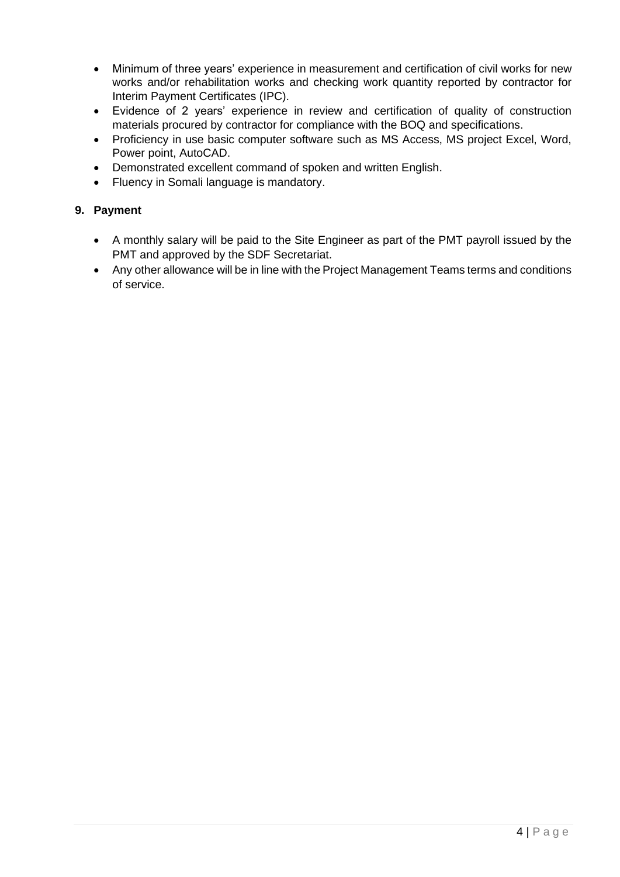- Minimum of three years' experience in measurement and certification of civil works for new works and/or rehabilitation works and checking work quantity reported by contractor for Interim Payment Certificates (IPC).
- Evidence of 2 years' experience in review and certification of quality of construction materials procured by contractor for compliance with the BOQ and specifications.
- Proficiency in use basic computer software such as MS Access, MS project Excel, Word, Power point, AutoCAD.
- Demonstrated excellent command of spoken and written English.
- Fluency in Somali language is mandatory.

## 9. Payment

- A monthly salary will be paid to the Site Engineer as part of the PMT payroll issued by the PMT and approved by the SDF Secretariat.
- Any other allowance will be in line with the Project Management Teams terms and conditions of service.